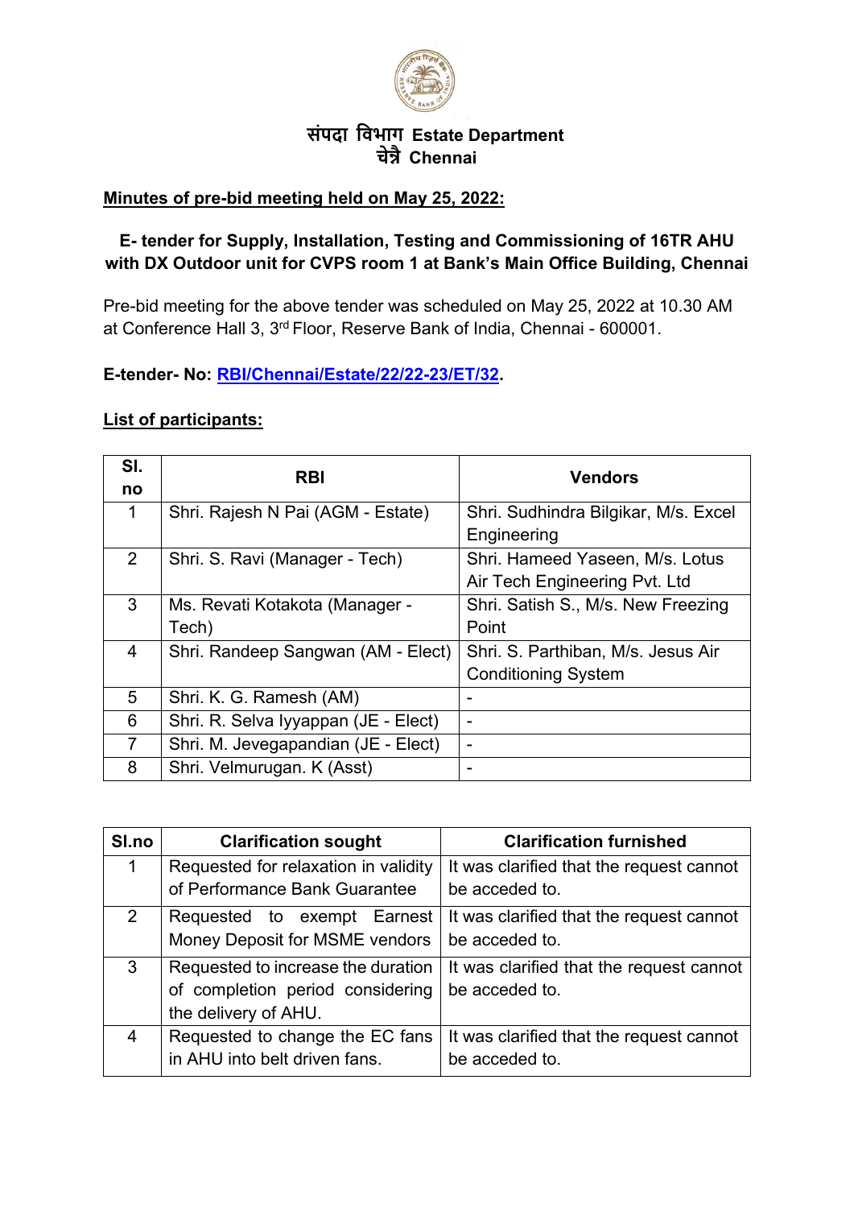**संपदा विभाग Estate Department**
**चेन्नै Chennai**

**Minutes of pre-bid meeting held on May 25, 2022:**

**E- tender for Supply, Installation, Testing and Commissioning of 16TR AHU with DX Outdoor unit for CVPS room 1 at Bank's Main Office Building, Chennai**

Pre-bid meeting for the above tender was scheduled on May 25, 2022 at 10.30 AM at Conference Hall 3, 3rd Floor, Reserve Bank of India, Chennai - 600001.

**E-tender- No: RBI/Chennai/Estate/22/22-23/ET/32.**

**List of participants:**

| Sl. no | RBI | Vendors |
|---|---|---|
| 1 | Shri. Rajesh N Pai (AGM - Estate) | Shri. Sudhindra Bilgikar, M/s. Excel Engineering |
| 2 | Shri. S. Ravi (Manager - Tech) | Shri. Hameed Yaseen, M/s. Lotus Air Tech Engineering Pvt. Ltd |
| 3 | Ms. Revati Kotakota (Manager - Tech) | Shri. Satish S., M/s. New Freezing Point |
| 4 | Shri. Randeep Sangwan (AM - Elect) | Shri. S. Parthiban, M/s. Jesus Air Conditioning System |
| 5 | Shri. K. G. Ramesh (AM) | - |
| 6 | Shri. R. Selva Iyyappan (JE - Elect) | - |
| 7 | Shri. M. Jevegapandian (JE - Elect) | - |
| 8 | Shri. Velmurugan. K (Asst) | - |

| Sl.no | Clarification sought | Clarification furnished |
|---|---|---|
| 1 | Requested for relaxation in validity of Performance Bank Guarantee | It was clarified that the request cannot be acceded to. |
| 2 | Requested to exempt Earnest Money Deposit for MSME vendors | It was clarified that the request cannot be acceded to. |
| 3 | Requested to increase the duration of completion period considering the delivery of AHU. | It was clarified that the request cannot be acceded to. |
| 4 | Requested to change the EC fans in AHU into belt driven fans. | It was clarified that the request cannot be acceded to. |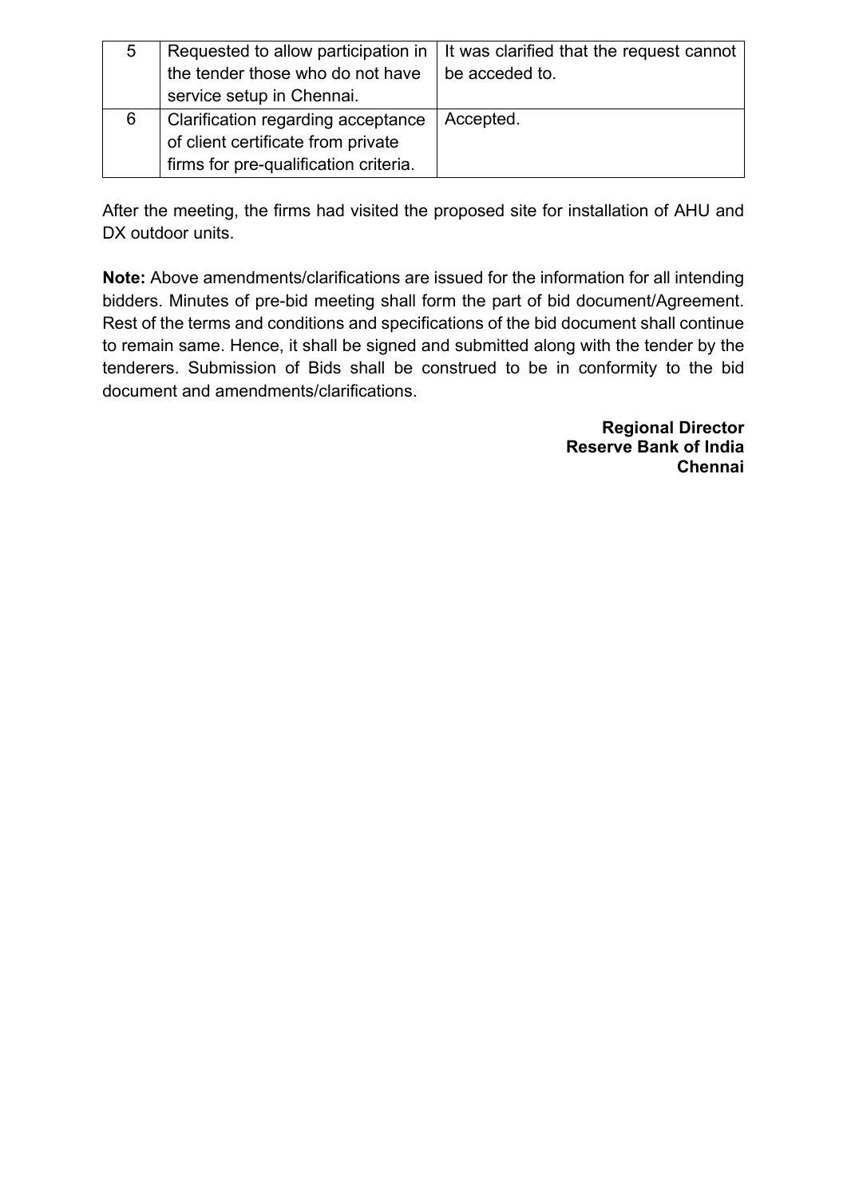| | | |
|---|---|---|
| 5 | Requested to allow participation in the tender those who do not have service setup in Chennai. | It was clarified that the request cannot be acceded to. |
| 6 | Clarification regarding acceptance of client certificate from private firms for pre-qualification criteria. | Accepted. |

After the meeting, the firms had visited the proposed site for installation of AHU and DX outdoor units.

**Note:** Above amendments/clarifications are issued for the information for all intending bidders. Minutes of pre-bid meeting shall form the part of bid document/Agreement. Rest of the terms and conditions and specifications of the bid document shall continue to remain same. Hence, it shall be signed and submitted along with the tender by the tenderers. Submission of Bids shall be construed to be in conformity to the bid document and amendments/clarifications.

**Regional Director**
**Reserve Bank of India**
**Chennai**